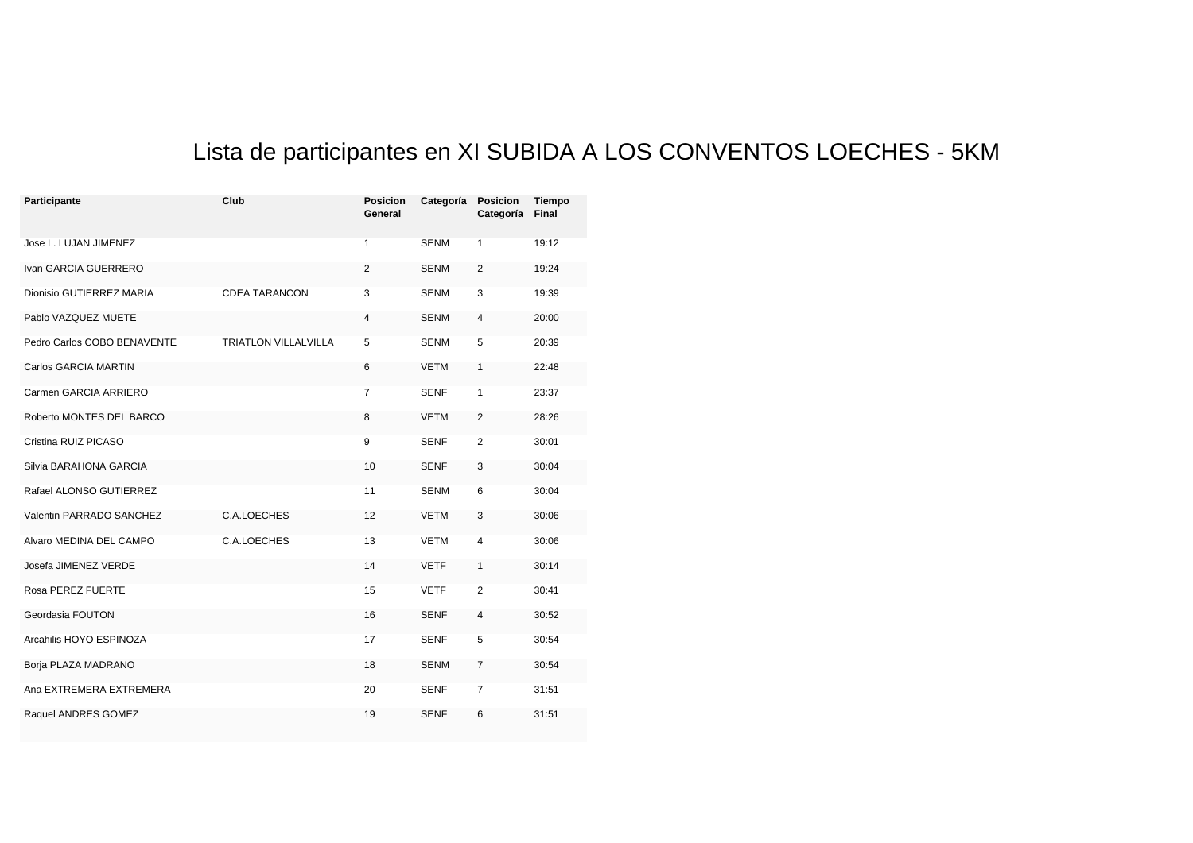# Lista de participantes en XI SUBIDA A LOS CONVENTOS LOECHES - 5KM

| Participante | Club | Posicion General | Categoría | Posicion Categoría | Tiempo Final |
|---|---|---|---|---|---|
| Jose L. LUJAN JIMENEZ | | 1 | SENM | 1 | 19:12 |
| Ivan GARCIA GUERRERO | | 2 | SENM | 2 | 19:24 |
| Dionisio GUTIERREZ MARIA | CDEA TARANCON | 3 | SENM | 3 | 19:39 |
| Pablo VAZQUEZ MUETE | | 4 | SENM | 4 | 20:00 |
| Pedro Carlos COBO BENAVENTE | TRIATLON VILLALVILLA | 5 | SENM | 5 | 20:39 |
| Carlos GARCIA MARTIN | | 6 | VETM | 1 | 22:48 |
| Carmen GARCIA ARRIERO | | 7 | SENF | 1 | 23:37 |
| Roberto MONTES DEL BARCO | | 8 | VETM | 2 | 28:26 |
| Cristina RUIZ PICASO | | 9 | SENF | 2 | 30:01 |
| Silvia BARAHONA GARCIA | | 10 | SENF | 3 | 30:04 |
| Rafael ALONSO GUTIERREZ | | 11 | SENM | 6 | 30:04 |
| Valentin PARRADO SANCHEZ | C.A.LOECHES | 12 | VETM | 3 | 30:06 |
| Alvaro MEDINA DEL CAMPO | C.A.LOECHES | 13 | VETM | 4 | 30:06 |
| Josefa JIMENEZ VERDE | | 14 | VETF | 1 | 30:14 |
| Rosa PEREZ FUERTE | | 15 | VETF | 2 | 30:41 |
| Geordasia FOUTON | | 16 | SENF | 4 | 30:52 |
| Arcahilis HOYO ESPINOZA | | 17 | SENF | 5 | 30:54 |
| Borja PLAZA MADRANO | | 18 | SENM | 7 | 30:54 |
| Ana EXTREMERA EXTREMERA | | 20 | SENF | 7 | 31:51 |
| Raquel ANDRES GOMEZ | | 19 | SENF | 6 | 31:51 |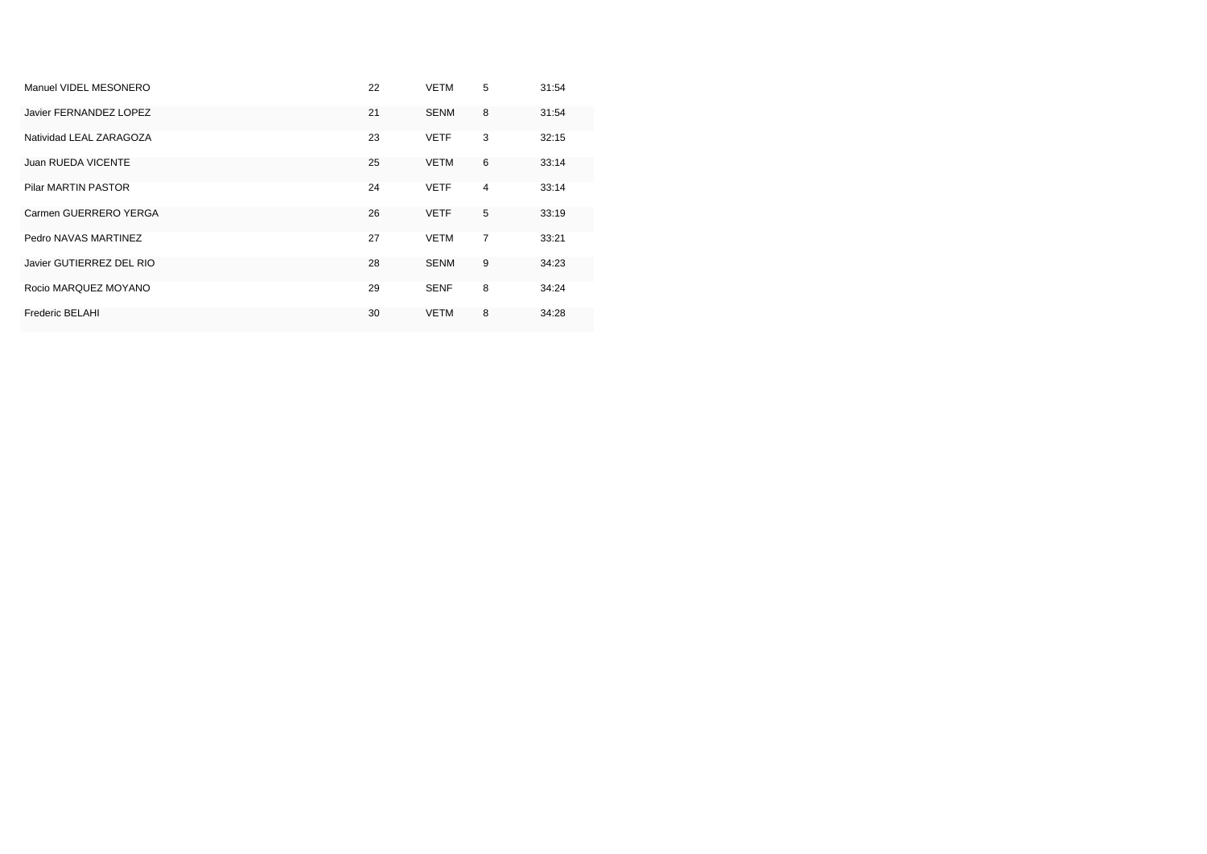| | | | | |
|---|---|---|---|---|
| Manuel VIDEL MESONERO | 22 | VETM | 5 | 31:54 |
| Javier FERNANDEZ LOPEZ | 21 | SENM | 8 | 31:54 |
| Natividad LEAL ZARAGOZA | 23 | VETF | 3 | 32:15 |
| Juan RUEDA VICENTE | 25 | VETM | 6 | 33:14 |
| Pilar MARTIN PASTOR | 24 | VETF | 4 | 33:14 |
| Carmen GUERRERO YERGA | 26 | VETF | 5 | 33:19 |
| Pedro NAVAS MARTINEZ | 27 | VETM | 7 | 33:21 |
| Javier GUTIERREZ DEL RIO | 28 | SENM | 9 | 34:23 |
| Rocio MARQUEZ MOYANO | 29 | SENF | 8 | 34:24 |
| Frederic BELAHI | 30 | VETM | 8 | 34:28 |